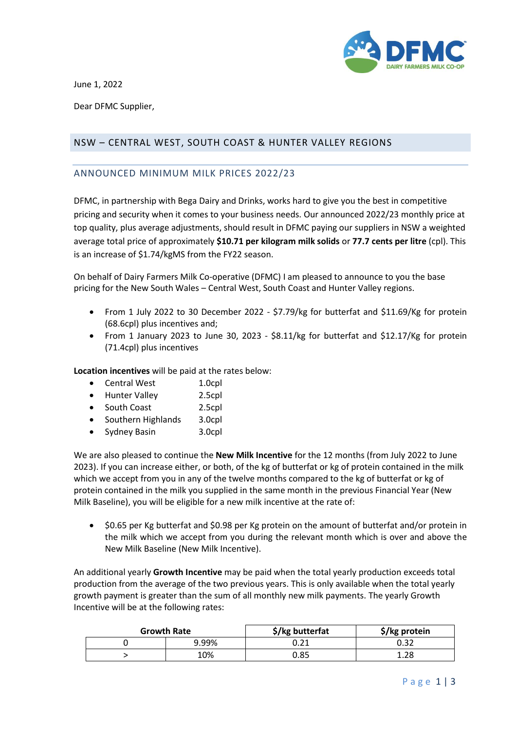June 1, 2022

Dear DFMC Supplier,

## NSW – CENTRAL WEST, SOUTH COAST & HUNTER VALLEY REGIONS

### ANNOUNCED MINIMUM MILK PRICES 2022/23

DFMC, in partnership with Bega Dairy and Drinks, works hard to give you the best in competitive pricing and security when it comes to your business needs. Our announced 2022/23 monthly price at top quality, plus average adjustments, should result in DFMC paying our suppliers in NSW a weighted average total price of approximately **$10.71 per kilogram milk solids** or **77.7 cents per litre** (cpl). This is an increase of $1.74/kgMS from the FY22 season.

On behalf of Dairy Farmers Milk Co-operative (DFMC) I am pleased to announce to you the base pricing for the New South Wales – Central West, South Coast and Hunter Valley regions.

- From 1 July 2022 to 30 December 2022 - $7.79/kg for butterfat and $11.69/Kg for protein (68.6cpl) plus incentives and;
- From 1 January 2023 to June 30, 2023 - $8.11/kg for butterfat and $12.17/Kg for protein (71.4cpl) plus incentives

**Location incentives** will be paid at the rates below:

- Central West 1.0cpl
- Hunter Valley 2.5cpl
- South Coast 2.5cpl
- Southern Highlands 3.0cpl
- Sydney Basin 3.0cpl

We are also pleased to continue the **New Milk Incentive** for the 12 months (from July 2022 to June 2023). If you can increase either, or both, of the kg of butterfat or kg of protein contained in the milk which we accept from you in any of the twelve months compared to the kg of butterfat or kg of protein contained in the milk you supplied in the same month in the previous Financial Year (New Milk Baseline), you will be eligible for a new milk incentive at the rate of:

- $0.65 per Kg butterfat and $0.98 per Kg protein on the amount of butterfat and/or protein in the milk which we accept from you during the relevant month which is over and above the New Milk Baseline (New Milk Incentive).

An additional yearly **Growth Incentive** may be paid when the total yearly production exceeds total production from the average of the two previous years. This is only available when the total yearly growth payment is greater than the sum of all monthly new milk payments. The yearly Growth Incentive will be at the following rates:

| Growth Rate | | $/kg butterfat | $/kg protein |
|---|---|---|---|
| 0 | 9.99% | 0.21 | 0.32 |
| > | 10% | 0.85 | 1.28 |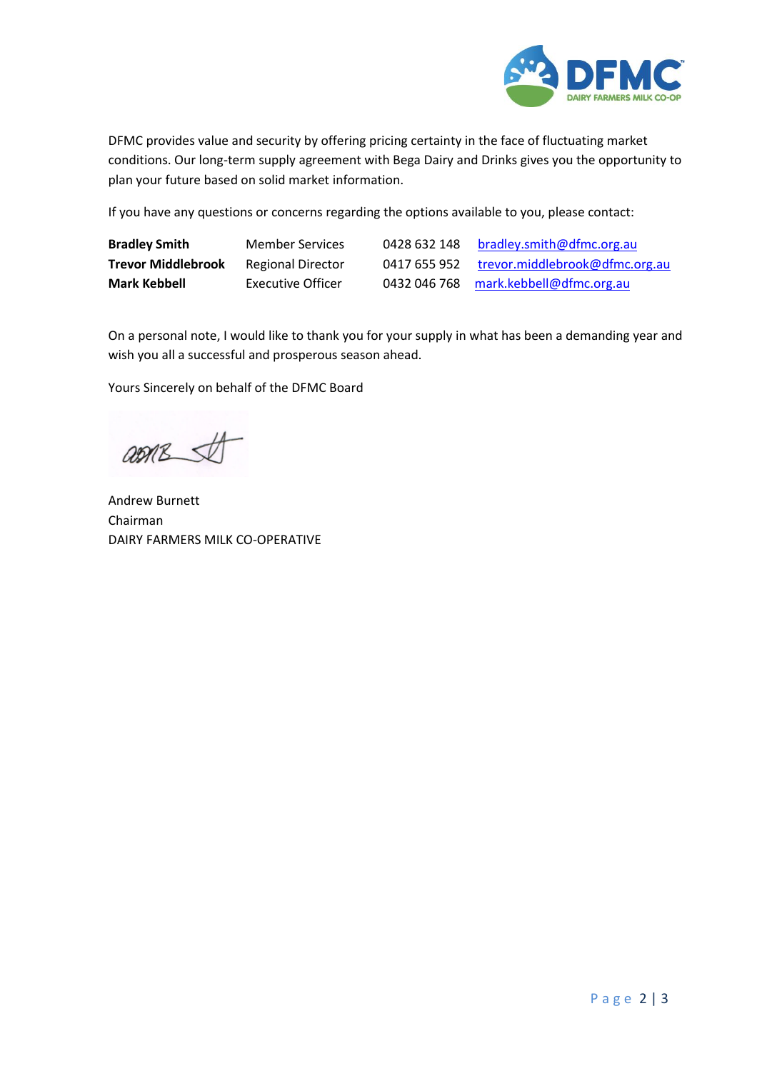DFMC provides value and security by offering pricing certainty in the face of fluctuating market conditions. Our long-term supply agreement with Bega Dairy and Drinks gives you the opportunity to plan your future based on solid market information.

If you have any questions or concerns regarding the options available to you, please contact:

| | | | |
|---|---|---|---|
| **Bradley Smith** | Member Services | 0428 632 148 | bradley.smith@dfmc.org.au |
| **Trevor Middlebrook** | Regional Director | 0417 655 952 | trevor.middlebrook@dfmc.org.au |
| **Mark Kebbell** | Executive Officer | 0432 046 768 | mark.kebbell@dfmc.org.au |

On a personal note, I would like to thank you for your supply in what has been a demanding year and wish you all a successful and prosperous season ahead.

Yours Sincerely on behalf of the DFMC Board

Andrew Burnett
Chairman
DAIRY FARMERS MILK CO-OPERATIVE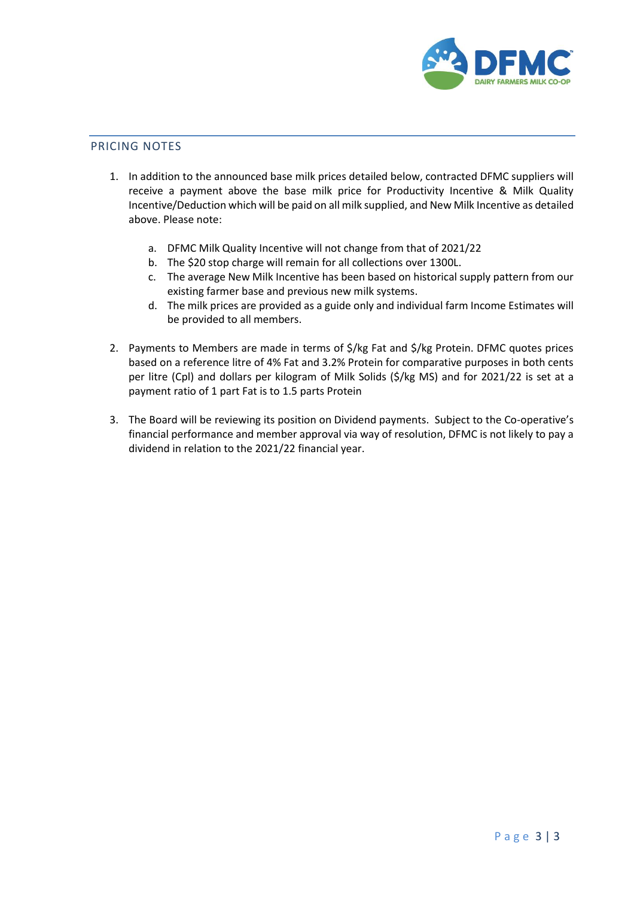## PRICING NOTES

1. In addition to the announced base milk prices detailed below, contracted DFMC suppliers will receive a payment above the base milk price for Productivity Incentive & Milk Quality Incentive/Deduction which will be paid on all milk supplied, and New Milk Incentive as detailed above. Please note:

   a. DFMC Milk Quality Incentive will not change from that of 2021/22
   
   b. The $20 stop charge will remain for all collections over 1300L.
   
   c. The average New Milk Incentive has been based on historical supply pattern from our existing farmer base and previous new milk systems.
   
   d. The milk prices are provided as a guide only and individual farm Income Estimates will be provided to all members.

2. Payments to Members are made in terms of $/kg Fat and $/kg Protein. DFMC quotes prices based on a reference litre of 4% Fat and 3.2% Protein for comparative purposes in both cents per litre (Cpl) and dollars per kilogram of Milk Solids ($/kg MS) and for 2021/22 is set at a payment ratio of 1 part Fat is to 1.5 parts Protein

3. The Board will be reviewing its position on Dividend payments. Subject to the Co-operative's financial performance and member approval via way of resolution, DFMC is not likely to pay a dividend in relation to the 2021/22 financial year.